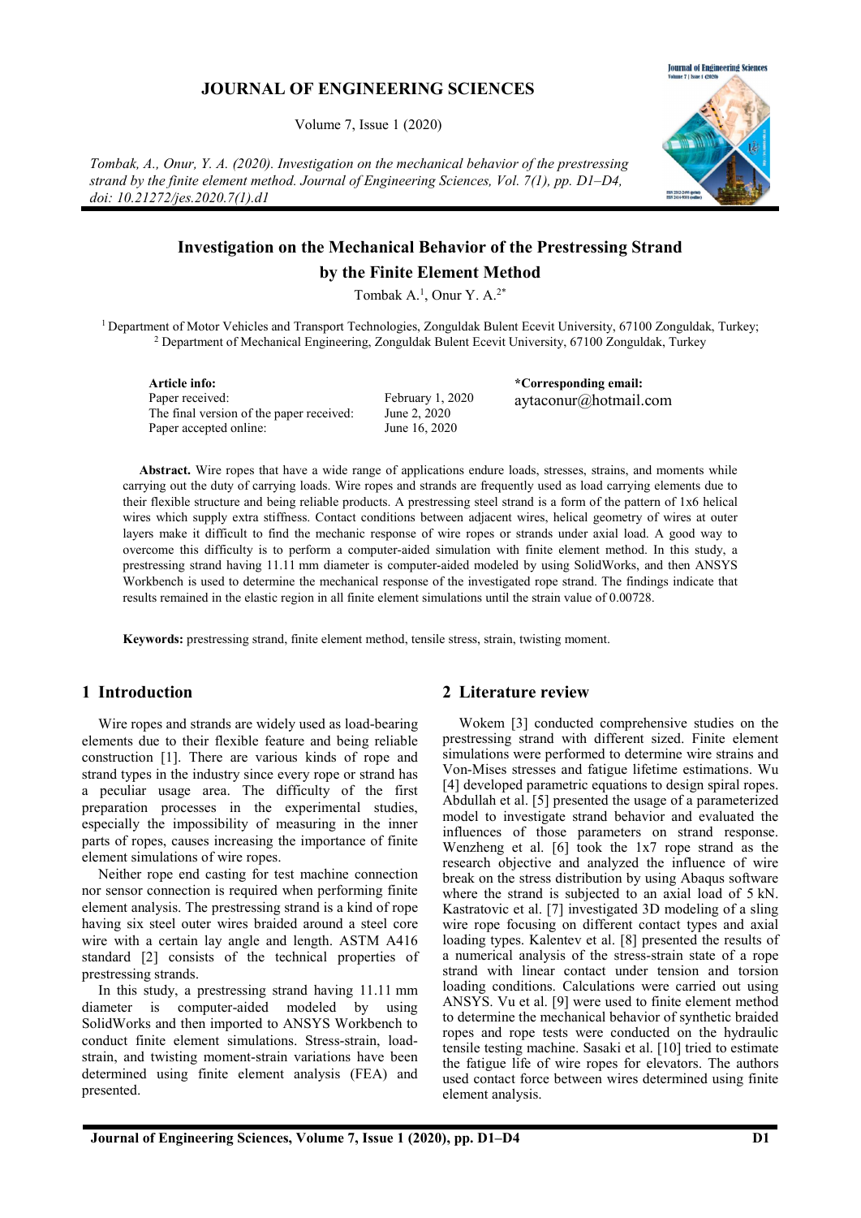# JOURNAL OF ENGINEERING SCIENCES

Volume 7, Issue 1 (2020)

*Tombak, A., Onur, Y. A. (2020). Investigation on the mechanical behavior of the prestressing strand by the finite element method. Journal of Engineering Sciences, Vol. 7(1), pp. D1–D4, doi: 10.21272/jes.2020.7(1).d1*

## Investigation on the Mechanical Behavior of the Prestressing Strand by the Finite Element Method

Tombak A.[1], Onur Y. A.[2*]

[1] Department of Motor Vehicles and Transport Technologies, Zonguldak Bulent Ecevit University, 67100 Zonguldak, Turkey;
[2] Department of Mechanical Engineering, Zonguldak Bulent Ecevit University, 67100 Zonguldak, Turkey

**Article info:**

| | |
|---|---|
| Paper received: | February 1, 2020 |
| The final version of the paper received: | June 2, 2020 |
| Paper accepted online: | June 16, 2020 |

**\*Corresponding email:**
aytaconur@hotmail.com

**Abstract.** Wire ropes that have a wide range of applications endure loads, stresses, strains, and moments while carrying out the duty of carrying loads. Wire ropes and strands are frequently used as load carrying elements due to their flexible structure and being reliable products. A prestressing steel strand is a form of the pattern of 1x6 helical wires which supply extra stiffness. Contact conditions between adjacent wires, helical geometry of wires at outer layers make it difficult to find the mechanic response of wire ropes or strands under axial load. A good way to overcome this difficulty is to perform a computer-aided simulation with finite element method. In this study, a prestressing strand having 11.11 mm diameter is computer-aided modeled by using SolidWorks, and then ANSYS Workbench is used to determine the mechanical response of the investigated rope strand. The findings indicate that results remained in the elastic region in all finite element simulations until the strain value of 0.00728.

**Keywords:** prestressing strand, finite element method, tensile stress, strain, twisting moment.

## 1 Introduction

Wire ropes and strands are widely used as load-bearing elements due to their flexible feature and being reliable construction [1]. There are various kinds of rope and strand types in the industry since every rope or strand has a peculiar usage area. The difficulty of the first preparation processes in the experimental studies, especially the impossibility of measuring in the inner parts of ropes, causes increasing the importance of finite element simulations of wire ropes.

Neither rope end casting for test machine connection nor sensor connection is required when performing finite element analysis. The prestressing strand is a kind of rope having six steel outer wires braided around a steel core wire with a certain lay angle and length. ASTM A416 standard [2] consists of the technical properties of prestressing strands.

In this study, a prestressing strand having 11.11 mm diameter is computer-aided modeled by using SolidWorks and then imported to ANSYS Workbench to conduct finite element simulations. Stress-strain, load-strain, and twisting moment-strain variations have been determined using finite element analysis (FEA) and presented.

## 2 Literature review

Wokem [3] conducted comprehensive studies on the prestressing strand with different sized. Finite element simulations were performed to determine wire strains and Von-Mises stresses and fatigue lifetime estimations. Wu [4] developed parametric equations to design spiral ropes. Abdullah et al. [5] presented the usage of a parameterized model to investigate strand behavior and evaluated the influences of those parameters on strand response. Wenzheng et al. [6] took the 1x7 rope strand as the research objective and analyzed the influence of wire break on the stress distribution by using Abaqus software where the strand is subjected to an axial load of 5 kN. Kastratovic et al. [7] investigated 3D modeling of a sling wire rope focusing on different contact types and axial loading types. Kalentev et al. [8] presented the results of a numerical analysis of the stress-strain state of a rope strand with linear contact under tension and torsion loading conditions. Calculations were carried out using ANSYS. Vu et al. [9] were used to finite element method to determine the mechanical behavior of synthetic braided ropes and rope tests were conducted on the hydraulic tensile testing machine. Sasaki et al. [10] tried to estimate the fatigue life of wire ropes for elevators. The authors used contact force between wires determined using finite element analysis.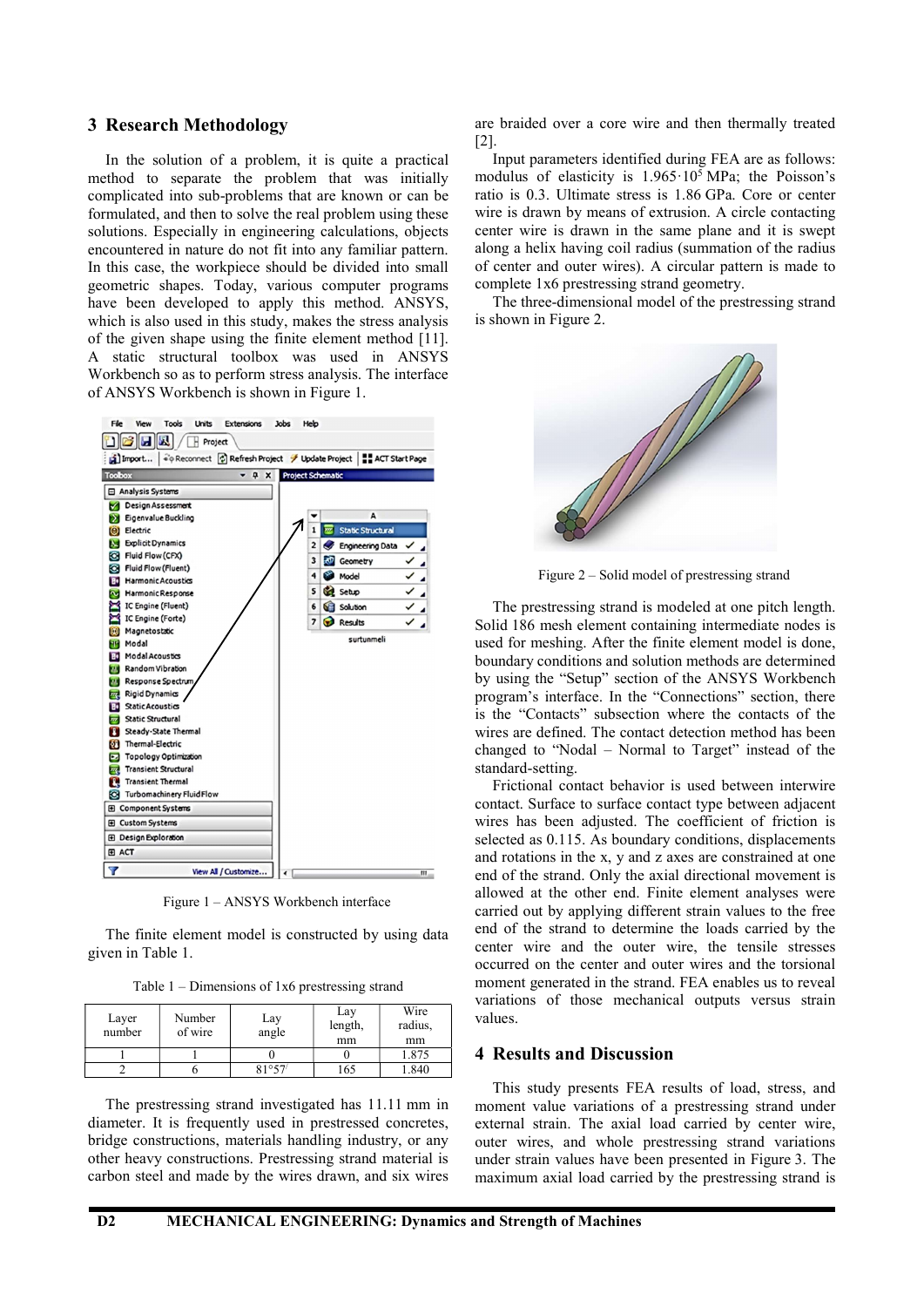## 3 Research Methodology

In the solution of a problem, it is quite a practical method to separate the problem that was initially complicated into sub-problems that are known or can be formulated, and then to solve the real problem using these solutions. Especially in engineering calculations, objects encountered in nature do not fit into any familiar pattern. In this case, the workpiece should be divided into small geometric shapes. Today, various computer programs have been developed to apply this method. ANSYS, which is also used in this study, makes the stress analysis of the given shape using the finite element method [11]. A static structural toolbox was used in ANSYS Workbench so as to perform stress analysis. The interface of ANSYS Workbench is shown in Figure 1.

Figure 1 – ANSYS Workbench interface

The finite element model is constructed by using data given in Table 1.

Table 1 – Dimensions of 1x6 prestressing strand

| Layer number | Number of wire | Lay angle | Lay length, mm | Wire radius, mm |
|---|---|---|---|---|
| 1 | 1 | 0 | 0 | 1.875 |
| 2 | 6 | 81°57′ | 165 | 1.840 |

The prestressing strand investigated has 11.11 mm in diameter. It is frequently used in prestressed concretes, bridge constructions, materials handling industry, or any other heavy constructions. Prestressing strand material is carbon steel and made by the wires drawn, and six wires are braided over a core wire and then thermally treated [2].

Input parameters identified during FEA are as follows: modulus of elasticity is $1.965 \cdot 10^5$ MPa; the Poisson's ratio is 0.3. Ultimate stress is 1.86 GPa. Core or center wire is drawn by means of extrusion. A circle contacting center wire is drawn in the same plane and it is swept along a helix having coil radius (summation of the radius of center and outer wires). A circular pattern is made to complete 1x6 prestressing strand geometry.

The three-dimensional model of the prestressing strand is shown in Figure 2.

Figure 2 – Solid model of prestressing strand

The prestressing strand is modeled at one pitch length. Solid 186 mesh element containing intermediate nodes is used for meshing. After the finite element model is done, boundary conditions and solution methods are determined by using the "Setup" section of the ANSYS Workbench program's interface. In the "Connections" section, there is the "Contacts" subsection where the contacts of the wires are defined. The contact detection method has been changed to "Nodal – Normal to Target" instead of the standard-setting.

Frictional contact behavior is used between interwire contact. Surface to surface contact type between adjacent wires has been adjusted. The coefficient of friction is selected as 0.115. As boundary conditions, displacements and rotations in the x, y and z axes are constrained at one end of the strand. Only the axial directional movement is allowed at the other end. Finite element analyses were carried out by applying different strain values to the free end of the strand to determine the loads carried by the center wire and the outer wire, the tensile stresses occurred on the center and outer wires and the torsional moment generated in the strand. FEA enables us to reveal variations of those mechanical outputs versus strain values.

## 4 Results and Discussion

This study presents FEA results of load, stress, and moment value variations of a prestressing strand under external strain. The axial load carried by center wire, outer wires, and whole prestressing strand variations under strain values have been presented in Figure 3. The maximum axial load carried by the prestressing strand is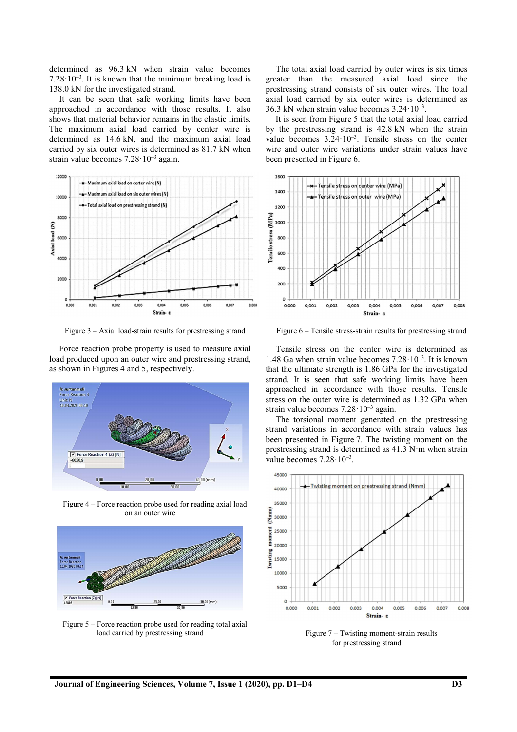determined as 96.3 kN when strain value becomes $7.28 \cdot 10^{-3}$. It is known that the minimum breaking load is 138.0 kN for the investigated strand.

It can be seen that safe working limits have been approached in accordance with those results. It also shows that material behavior remains in the elastic limits. The maximum axial load carried by center wire is determined as 14.6 kN, and the maximum axial load carried by six outer wires is determined as 81.7 kN when strain value becomes $7.28 \cdot 10^{-3}$ again.

Figure 3 – Axial load-strain results for prestressing strand

Force reaction probe property is used to measure axial load produced upon an outer wire and prestressing strand, as shown in Figures 4 and 5, respectively.

Figure 4 – Force reaction probe used for reading axial load on an outer wire

Figure 5 – Force reaction probe used for reading total axial load carried by prestressing strand

The total axial load carried by outer wires is six times greater than the measured axial load since the prestressing strand consists of six outer wires. The total axial load carried by six outer wires is determined as 36.3 kN when strain value becomes $3.24 \cdot 10^{-3}$.

It is seen from Figure 5 that the total axial load carried by the prestressing strand is 42.8 kN when the strain value becomes $3.24 \cdot 10^{-3}$. Tensile stress on the center wire and outer wire variations under strain values have been presented in Figure 6.

Figure 6 – Tensile stress-strain results for prestressing strand

Tensile stress on the center wire is determined as 1.48 Ga when strain value becomes $7.28 \cdot 10^{-3}$. It is known that the ultimate strength is 1.86 GPa for the investigated strand. It is seen that safe working limits have been approached in accordance with those results. Tensile stress on the outer wire is determined as 1.32 GPa when strain value becomes $7.28 \cdot 10^{-3}$ again.

The torsional moment generated on the prestressing strand variations in accordance with strain values has been presented in Figure 7. The twisting moment on the prestressing strand is determined as 41.3 N·m when strain value becomes $7.28 \cdot 10^{-3}$.

Figure 7 – Twisting moment-strain results for prestressing strand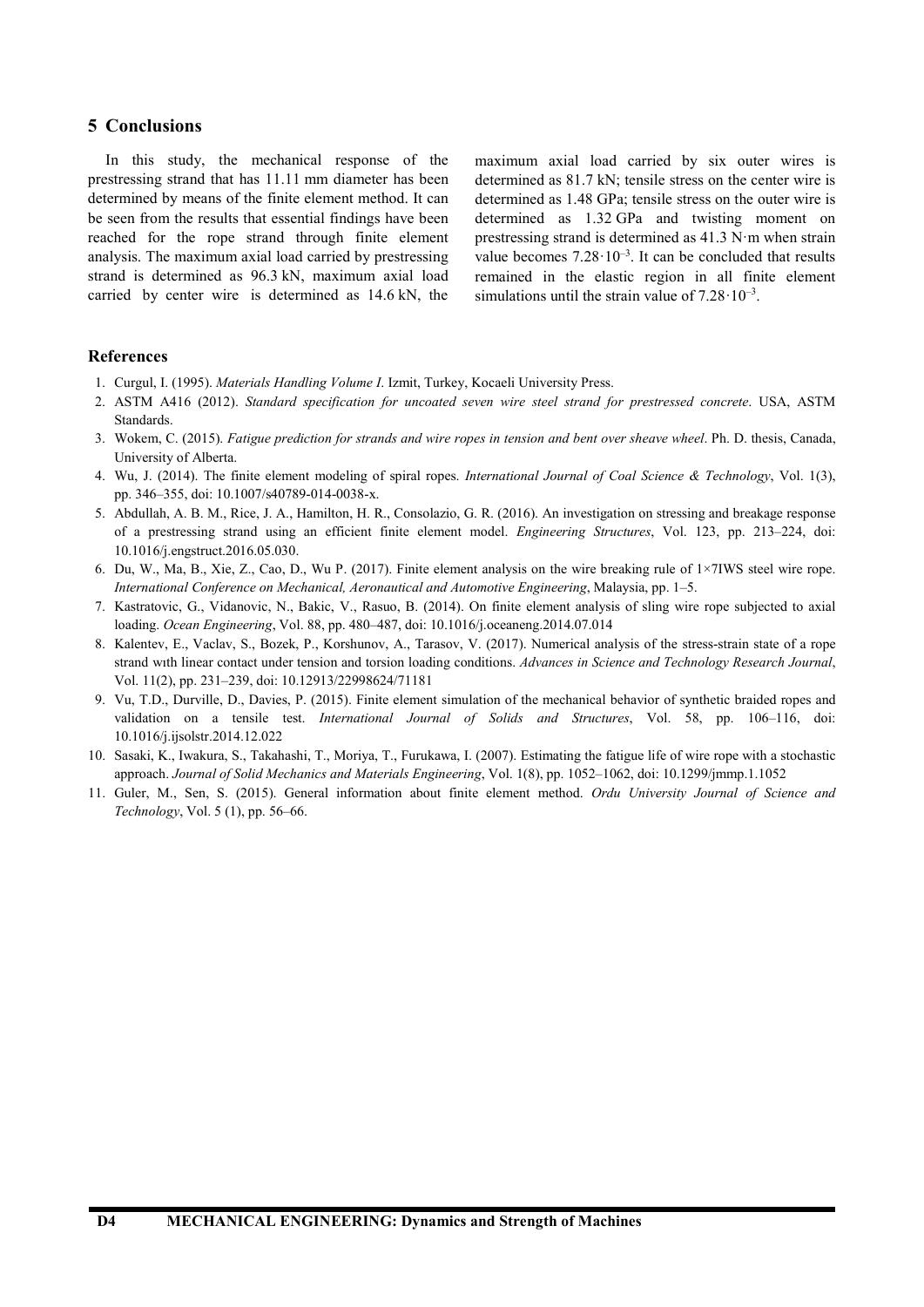## 5 Conclusions

In this study, the mechanical response of the prestressing strand that has 11.11 mm diameter has been determined by means of the finite element method. It can be seen from the results that essential findings have been reached for the rope strand through finite element analysis. The maximum axial load carried by prestressing strand is determined as 96.3 kN, maximum axial load carried by center wire is determined as 14.6 kN, the maximum axial load carried by six outer wires is determined as 81.7 kN; tensile stress on the center wire is determined as 1.48 GPa; tensile stress on the outer wire is determined as 1.32 GPa and twisting moment on prestressing strand is determined as 41.3 N·m when strain value becomes $7.28 \cdot 10^{-3}$. It can be concluded that results remained in the elastic region in all finite element simulations until the strain value of $7.28 \cdot 10^{-3}$.

## References

1. Curgul, I. (1995). *Materials Handling Volume I*. Izmit, Turkey, Kocaeli University Press.
2. ASTM A416 (2012). *Standard specification for uncoated seven wire steel strand for prestressed concrete*. USA, ASTM Standards.
3. Wokem, C. (2015). *Fatigue prediction for strands and wire ropes in tension and bent over sheave wheel*. Ph. D. thesis, Canada, University of Alberta.
4. Wu, J. (2014). The finite element modeling of spiral ropes. *International Journal of Coal Science & Technology*, Vol. 1(3), pp. 346–355, doi: 10.1007/s40789-014-0038-x.
5. Abdullah, A. B. M., Rice, J. A., Hamilton, H. R., Consolazio, G. R. (2016). An investigation on stressing and breakage response of a prestressing strand using an efficient finite element model. *Engineering Structures*, Vol. 123, pp. 213–224, doi: 10.1016/j.engstruct.2016.05.030.
6. Du, W., Ma, B., Xie, Z., Cao, D., Wu P. (2017). Finite element analysis on the wire breaking rule of 1×7IWS steel wire rope. *International Conference on Mechanical, Aeronautical and Automotive Engineering*, Malaysia, pp. 1–5.
7. Kastratovic, G., Vidanovic, N., Bakic, V., Rasuo, B. (2014). On finite element analysis of sling wire rope subjected to axial loading. *Ocean Engineering*, Vol. 88, pp. 480–487, doi: 10.1016/j.oceaneng.2014.07.014
8. Kalentev, E., Vaclav, S., Bozek, P., Korshunov, A., Tarasov, V. (2017). Numerical analysis of the stress-strain state of a rope strand wıth linear contact under tension and torsion loading conditions. *Advances in Science and Technology Research Journal*, Vol. 11(2), pp. 231–239, doi: 10.12913/22998624/71181
9. Vu, T.D., Durville, D., Davies, P. (2015). Finite element simulation of the mechanical behavior of synthetic braided ropes and validation on a tensile test. *International Journal of Solids and Structures*, Vol. 58, pp. 106–116, doi: 10.1016/j.ijsolstr.2014.12.022
10. Sasaki, K., Iwakura, S., Takahashi, T., Moriya, T., Furukawa, I. (2007). Estimating the fatigue life of wire rope with a stochastic approach. *Journal of Solid Mechanics and Materials Engineering*, Vol. 1(8), pp. 1052–1062, doi: 10.1299/jmmp.1.1052
11. Guler, M., Sen, S. (2015). General information about finite element method. *Ordu University Journal of Science and Technology*, Vol. 5 (1), pp. 56–66.